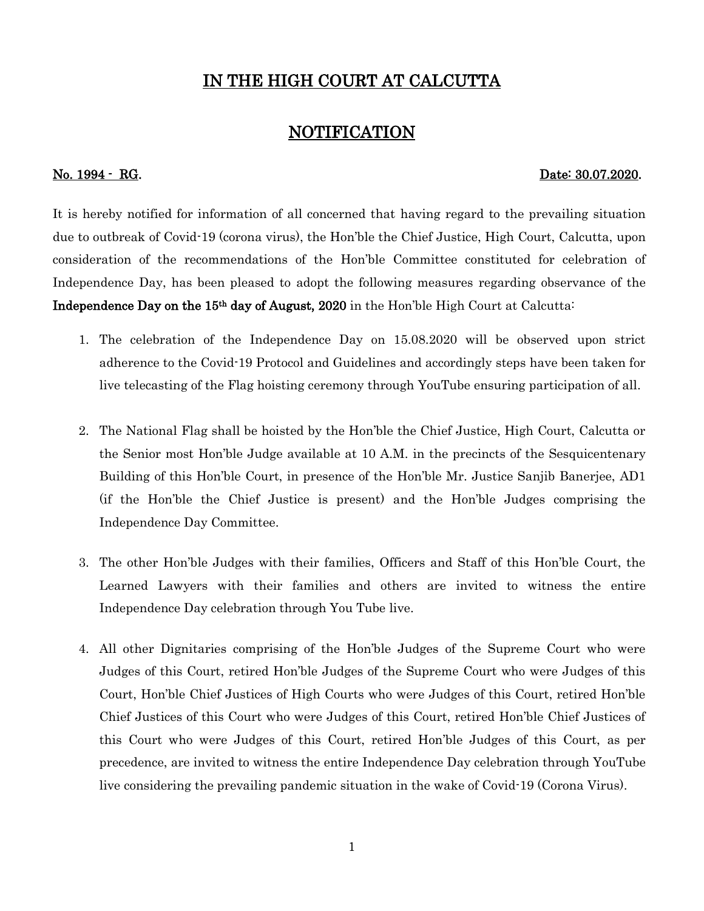# IN THE HIGH COURT AT CALCUTTA

## NOTIFICATION

**No. 1994 - RG.** **Date: 30.07.2020.**

It is hereby notified for information of all concerned that having regard to the prevailing situation due to outbreak of Covid-19 (corona virus), the Hon'ble the Chief Justice, High Court, Calcutta, upon consideration of the recommendations of the Hon'ble Committee constituted for celebration of Independence Day, has been pleased to adopt the following measures regarding observance of the **Independence Day on the 15th day of August, 2020** in the Hon'ble High Court at Calcutta:

1. The celebration of the Independence Day on 15.08.2020 will be observed upon strict adherence to the Covid-19 Protocol and Guidelines and accordingly steps have been taken for live telecasting of the Flag hoisting ceremony through YouTube ensuring participation of all.

2. The National Flag shall be hoisted by the Hon'ble the Chief Justice, High Court, Calcutta or the Senior most Hon'ble Judge available at 10 A.M. in the precincts of the Sesquicentenary Building of this Hon'ble Court, in presence of the Hon'ble Mr. Justice Sanjib Banerjee, AD1 (if the Hon'ble the Chief Justice is present) and the Hon'ble Judges comprising the Independence Day Committee.

3. The other Hon'ble Judges with their families, Officers and Staff of this Hon'ble Court, the Learned Lawyers with their families and others are invited to witness the entire Independence Day celebration through You Tube live.

4. All other Dignitaries comprising of the Hon'ble Judges of the Supreme Court who were Judges of this Court, retired Hon'ble Judges of the Supreme Court who were Judges of this Court, Hon'ble Chief Justices of High Courts who were Judges of this Court, retired Hon'ble Chief Justices of this Court who were Judges of this Court, retired Hon'ble Chief Justices of this Court who were Judges of this Court, retired Hon'ble Judges of this Court, as per precedence, are invited to witness the entire Independence Day celebration through YouTube live considering the prevailing pandemic situation in the wake of Covid-19 (Corona Virus).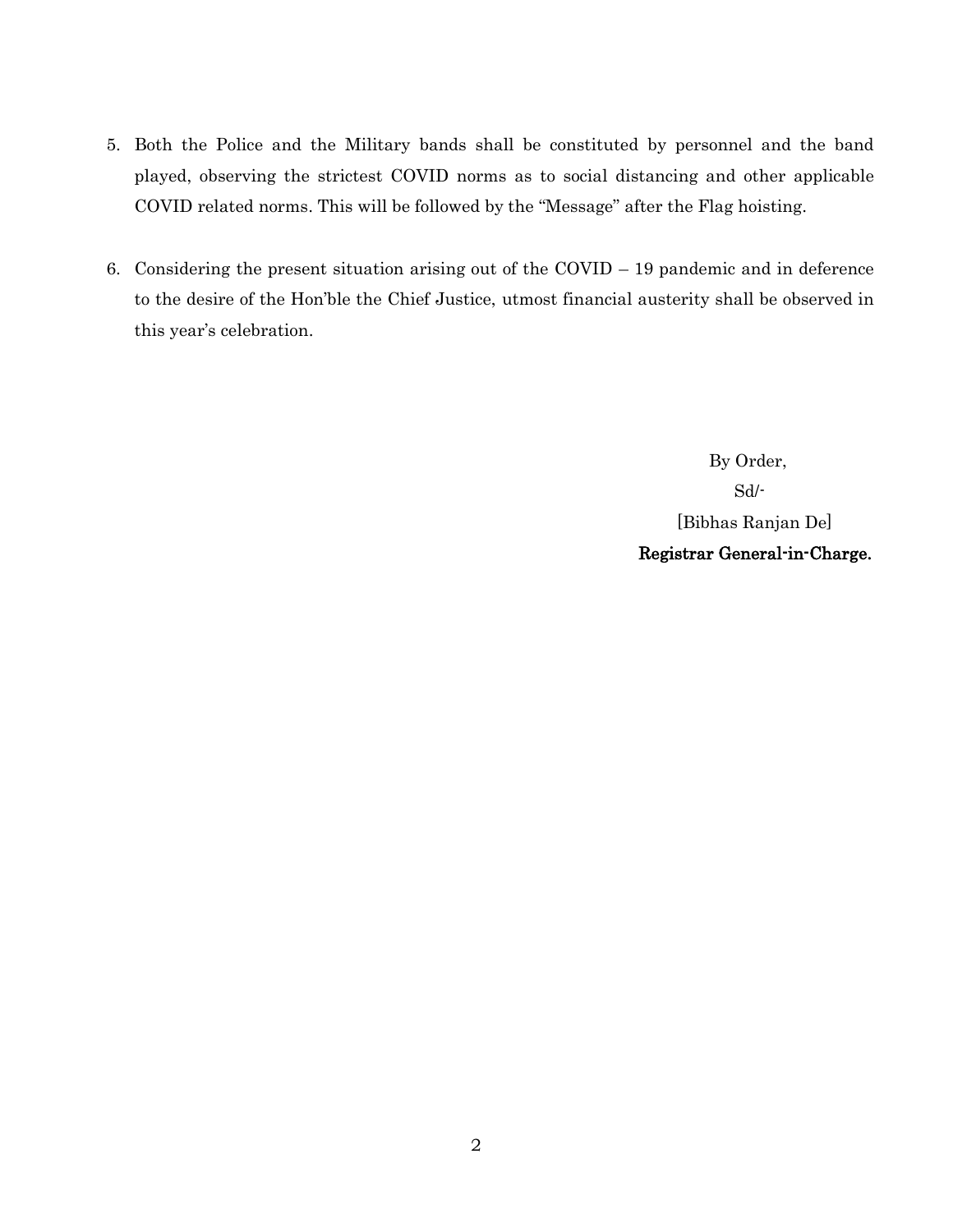5. Both the Police and the Military bands shall be constituted by personnel and the band played, observing the strictest COVID norms as to social distancing and other applicable COVID related norms. This will be followed by the "Message" after the Flag hoisting.

6. Considering the present situation arising out of the COVID – 19 pandemic and in deference to the desire of the Hon'ble the Chief Justice, utmost financial austerity shall be observed in this year's celebration.

By Order,

Sd/-

[Bibhas Ranjan De]

**Registrar General-in-Charge.**